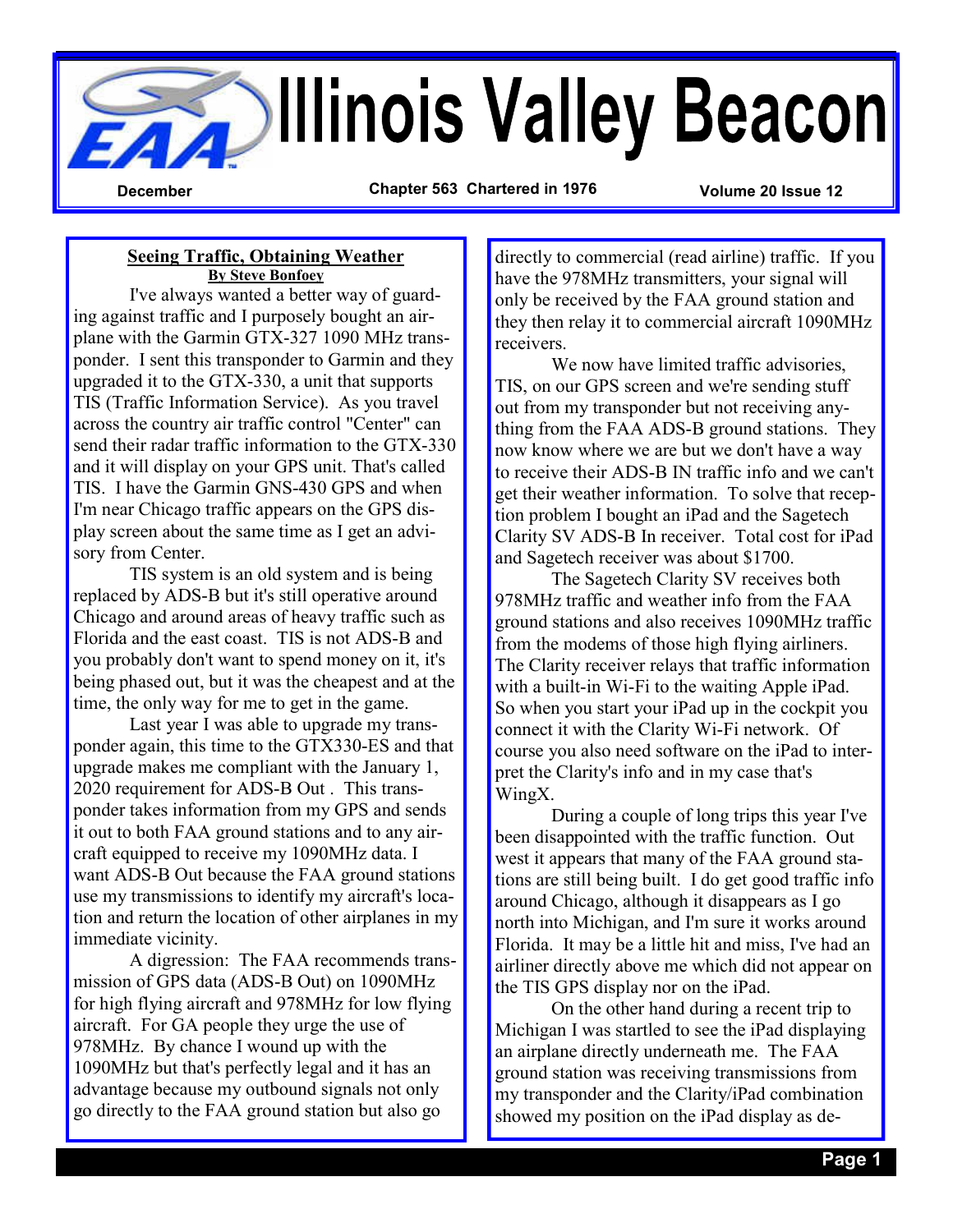# Illinois Valley Beacon

**December** | **Chapter 563 Chartered in 1976** | **Volume 20 Issue 12**

## Seeing Traffic, Obtaining Weather

**By Steve Bonfoey**

I've always wanted a better way of guarding against traffic and I purposely bought an airplane with the Garmin GTX-327 1090 MHz transponder. I sent this transponder to Garmin and they upgraded it to the GTX-330, a unit that supports TIS (Traffic Information Service). As you travel across the country air traffic control "Center" can send their radar traffic information to the GTX-330 and it will display on your GPS unit. That's called TIS. I have the Garmin GNS-430 GPS and when I'm near Chicago traffic appears on the GPS display screen about the same time as I get an advisory from Center.

TIS system is an old system and is being replaced by ADS-B but it's still operative around Chicago and around areas of heavy traffic such as Florida and the east coast. TIS is not ADS-B and you probably don't want to spend money on it, it's being phased out, but it was the cheapest and at the time, the only way for me to get in the game.

Last year I was able to upgrade my transponder again, this time to the GTX330-ES and that upgrade makes me compliant with the January 1, 2020 requirement for ADS-B Out . This transponder takes information from my GPS and sends it out to both FAA ground stations and to any aircraft equipped to receive my 1090MHz data. I want ADS-B Out because the FAA ground stations use my transmissions to identify my aircraft's location and return the location of other airplanes in my immediate vicinity.

A digression: The FAA recommends transmission of GPS data (ADS-B Out) on 1090MHz for high flying aircraft and 978MHz for low flying aircraft. For GA people they urge the use of 978MHz. By chance I wound up with the 1090MHz but that's perfectly legal and it has an advantage because my outbound signals not only go directly to the FAA ground station but also go directly to commercial (read airline) traffic. If you have the 978MHz transmitters, your signal will only be received by the FAA ground station and they then relay it to commercial aircraft 1090MHz receivers.

We now have limited traffic advisories, TIS, on our GPS screen and we're sending stuff out from my transponder but not receiving anything from the FAA ADS-B ground stations. They now know where we are but we don't have a way to receive their ADS-B IN traffic info and we can't get their weather information. To solve that reception problem I bought an iPad and the Sagetech Clarity SV ADS-B In receiver. Total cost for iPad and Sagetech receiver was about $1700.

The Sagetech Clarity SV receives both 978MHz traffic and weather info from the FAA ground stations and also receives 1090MHz traffic from the modems of those high flying airliners. The Clarity receiver relays that traffic information with a built-in Wi-Fi to the waiting Apple iPad. So when you start your iPad up in the cockpit you connect it with the Clarity Wi-Fi network. Of course you also need software on the iPad to interpret the Clarity's info and in my case that's WingX.

During a couple of long trips this year I've been disappointed with the traffic function. Out west it appears that many of the FAA ground stations are still being built. I do get good traffic info around Chicago, although it disappears as I go north into Michigan, and I'm sure it works around Florida. It may be a little hit and miss, I've had an airliner directly above me which did not appear on the TIS GPS display nor on the iPad.

On the other hand during a recent trip to Michigan I was startled to see the iPad displaying an airplane directly underneath me. The FAA ground station was receiving transmissions from my transponder and the Clarity/iPad combination showed my position on the iPad display as de-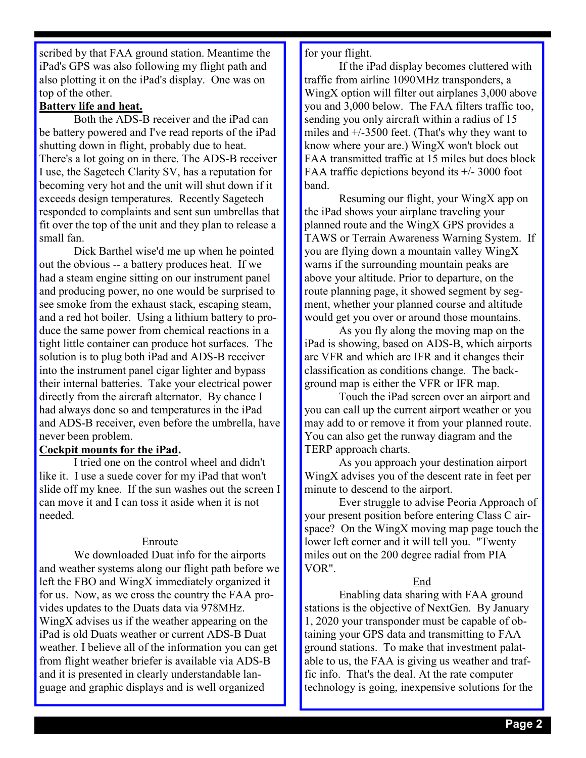scribed by that FAA ground station. Meantime the iPad's GPS was also following my flight path and also plotting it on the iPad's display. One was on top of the other.

**Battery life and heat.**

Both the ADS-B receiver and the iPad can be battery powered and I've read reports of the iPad shutting down in flight, probably due to heat. There's a lot going on in there. The ADS-B receiver I use, the Sagetech Clarity SV, has a reputation for becoming very hot and the unit will shut down if it exceeds design temperatures. Recently Sagetech responded to complaints and sent sun umbrellas that fit over the top of the unit and they plan to release a small fan.

Dick Barthel wise'd me up when he pointed out the obvious -- a battery produces heat. If we had a steam engine sitting on our instrument panel and producing power, no one would be surprised to see smoke from the exhaust stack, escaping steam, and a red hot boiler. Using a lithium battery to produce the same power from chemical reactions in a tight little container can produce hot surfaces. The solution is to plug both iPad and ADS-B receiver into the instrument panel cigar lighter and bypass their internal batteries. Take your electrical power directly from the aircraft alternator. By chance I had always done so and temperatures in the iPad and ADS-B receiver, even before the umbrella, have never been problem.

**Cockpit mounts for the iPad.**

I tried one on the control wheel and didn't like it. I use a suede cover for my iPad that won't slide off my knee. If the sun washes out the screen I can move it and I can toss it aside when it is not needed.

## Enroute

We downloaded Duat info for the airports and weather systems along our flight path before we left the FBO and WingX immediately organized it for us. Now, as we cross the country the FAA provides updates to the Duats data via 978MHz. WingX advises us if the weather appearing on the iPad is old Duats weather or current ADS-B Duat weather. I believe all of the information you can get from flight weather briefer is available via ADS-B and it is presented in clearly understandable language and graphic displays and is well organized for your flight.

If the iPad display becomes cluttered with traffic from airline 1090MHz transponders, a WingX option will filter out airplanes 3,000 above you and 3,000 below. The FAA filters traffic too, sending you only aircraft within a radius of 15 miles and +/-3500 feet. (That's why they want to know where your are.) WingX won't block out FAA transmitted traffic at 15 miles but does block FAA traffic depictions beyond its +/- 3000 foot band.

Resuming our flight, your WingX app on the iPad shows your airplane traveling your planned route and the WingX GPS provides a TAWS or Terrain Awareness Warning System. If you are flying down a mountain valley WingX warns if the surrounding mountain peaks are above your altitude. Prior to departure, on the route planning page, it showed segment by segment, whether your planned course and altitude would get you over or around those mountains.

As you fly along the moving map on the iPad is showing, based on ADS-B, which airports are VFR and which are IFR and it changes their classification as conditions change. The background map is either the VFR or IFR map.

Touch the iPad screen over an airport and you can call up the current airport weather or you may add to or remove it from your planned route. You can also get the runway diagram and the TERP approach charts.

As you approach your destination airport WingX advises you of the descent rate in feet per minute to descend to the airport.

Ever struggle to advise Peoria Approach of your present position before entering Class C airspace? On the WingX moving map page touch the lower left corner and it will tell you. "Twenty miles out on the 200 degree radial from PIA VOR".

## End

Enabling data sharing with FAA ground stations is the objective of NextGen. By January 1, 2020 your transponder must be capable of obtaining your GPS data and transmitting to FAA ground stations. To make that investment palatable to us, the FAA is giving us weather and traffic info. That's the deal. At the rate computer technology is going, inexpensive solutions for the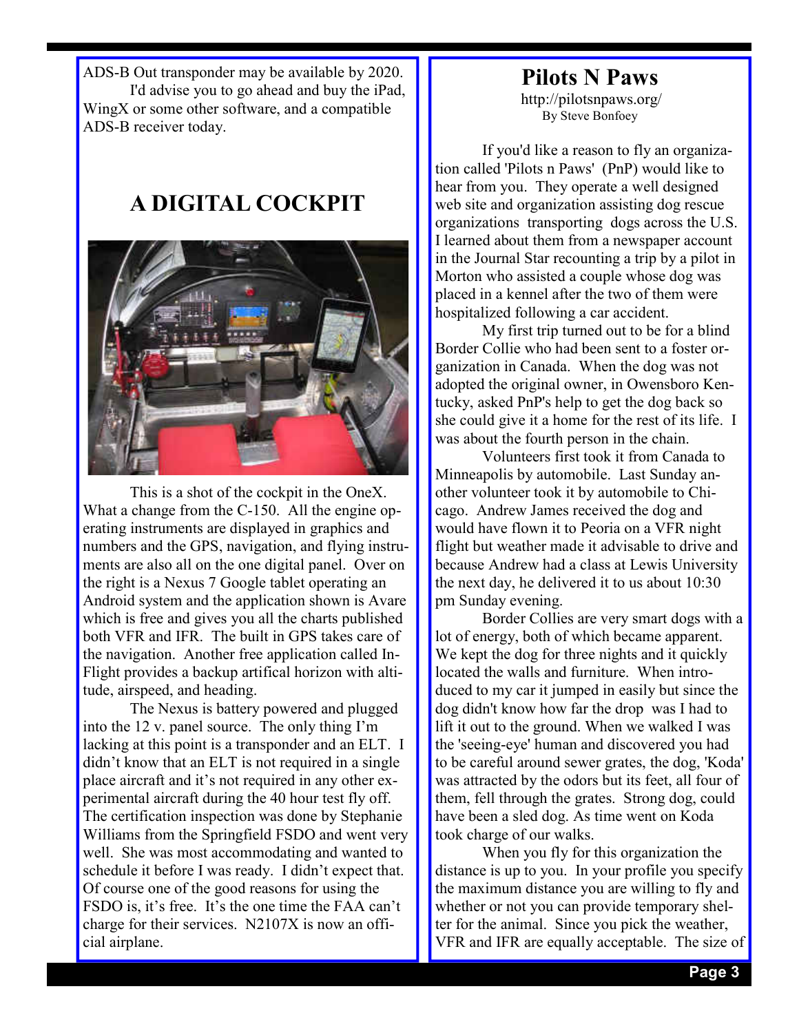ADS-B Out transponder may be available by 2020.

I'd advise you to go ahead and buy the iPad, WingX or some other software, and a compatible ADS-B receiver today.

## A DIGITAL COCKPIT

This is a shot of the cockpit in the OneX. What a change from the C-150. All the engine operating instruments are displayed in graphics and numbers and the GPS, navigation, and flying instruments are also all on the one digital panel. Over on the right is a Nexus 7 Google tablet operating an Android system and the application shown is Avare which is free and gives you all the charts published both VFR and IFR. The built in GPS takes care of the navigation. Another free application called In-Flight provides a backup artifical horizon with altitude, airspeed, and heading.

The Nexus is battery powered and plugged into the 12 v. panel source. The only thing I'm lacking at this point is a transponder and an ELT. I didn't know that an ELT is not required in a single place aircraft and it's not required in any other experimental aircraft during the 40 hour test fly off. The certification inspection was done by Stephanie Williams from the Springfield FSDO and went very well. She was most accommodating and wanted to schedule it before I was ready. I didn't expect that. Of course one of the good reasons for using the FSDO is, it's free. It's the one time the FAA can't charge for their services. N2107X is now an official airplane.

## Pilots N Paws

http://pilotsnpaws.org/

By Steve Bonfoey

If you'd like a reason to fly an organization called 'Pilots n Paws' (PnP) would like to hear from you. They operate a well designed web site and organization assisting dog rescue organizations transporting dogs across the U.S. I learned about them from a newspaper account in the Journal Star recounting a trip by a pilot in Morton who assisted a couple whose dog was placed in a kennel after the two of them were hospitalized following a car accident.

My first trip turned out to be for a blind Border Collie who had been sent to a foster organization in Canada. When the dog was not adopted the original owner, in Owensboro Kentucky, asked PnP's help to get the dog back so she could give it a home for the rest of its life. I was about the fourth person in the chain.

Volunteers first took it from Canada to Minneapolis by automobile. Last Sunday another volunteer took it by automobile to Chicago. Andrew James received the dog and would have flown it to Peoria on a VFR night flight but weather made it advisable to drive and because Andrew had a class at Lewis University the next day, he delivered it to us about 10:30 pm Sunday evening.

Border Collies are very smart dogs with a lot of energy, both of which became apparent. We kept the dog for three nights and it quickly located the walls and furniture. When introduced to my car it jumped in easily but since the dog didn't know how far the drop was I had to lift it out to the ground. When we walked I was the 'seeing-eye' human and discovered you had to be careful around sewer grates, the dog, 'Koda' was attracted by the odors but its feet, all four of them, fell through the grates. Strong dog, could have been a sled dog. As time went on Koda took charge of our walks.

When you fly for this organization the distance is up to you. In your profile you specify the maximum distance you are willing to fly and whether or not you can provide temporary shelter for the animal. Since you pick the weather, VFR and IFR are equally acceptable. The size of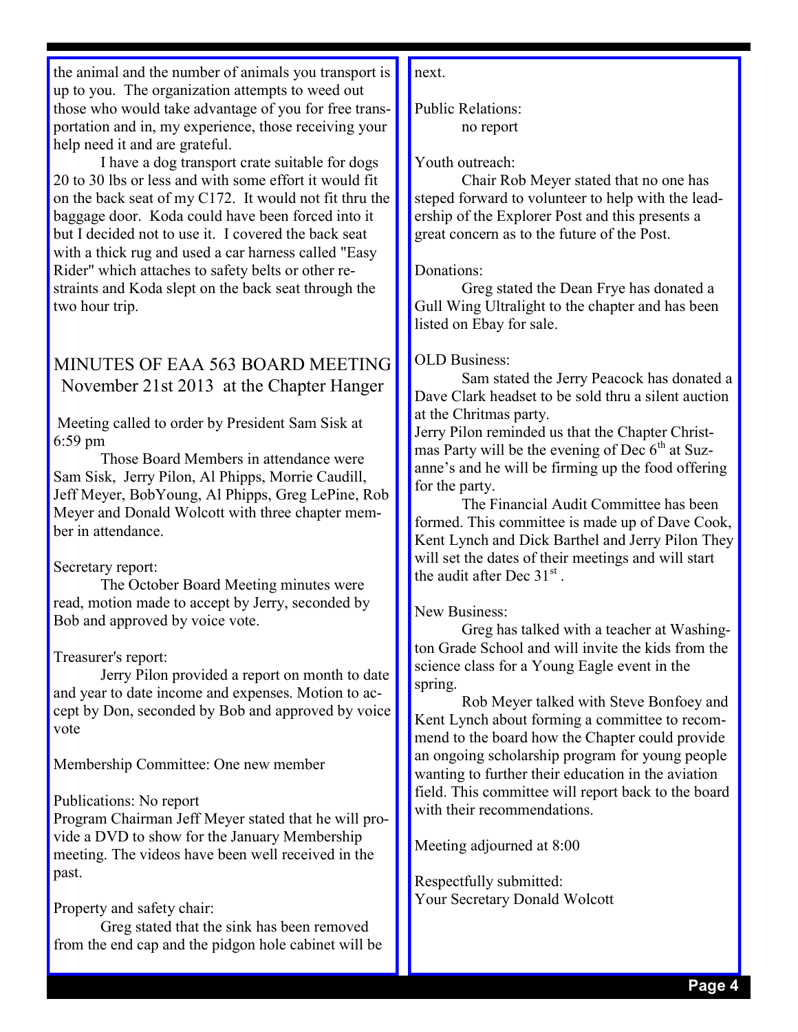the animal and the number of animals you transport is up to you. The organization attempts to weed out those who would take advantage of you for free transportation and in, my experience, those receiving your help need it and are grateful.

I have a dog transport crate suitable for dogs 20 to 30 lbs or less and with some effort it would fit on the back seat of my C172. It would not fit thru the baggage door. Koda could have been forced into it but I decided not to use it. I covered the back seat with a thick rug and used a car harness called "Easy Rider" which attaches to safety belts or other restraints and Koda slept on the back seat through the two hour trip.

## MINUTES OF EAA 563 BOARD MEETING November 21st 2013 at the Chapter Hanger

Meeting called to order by President Sam Sisk at 6:59 pm

Those Board Members in attendance were Sam Sisk, Jerry Pilon, Al Phipps, Morrie Caudill, Jeff Meyer, BobYoung, Al Phipps, Greg LePine, Rob Meyer and Donald Wolcott with three chapter member in attendance.

Secretary report:

The October Board Meeting minutes were read, motion made to accept by Jerry, seconded by Bob and approved by voice vote.

Treasurer's report:

Jerry Pilon provided a report on month to date and year to date income and expenses. Motion to accept by Don, seconded by Bob and approved by voice vote

Membership Committee: One new member

Publications: No report

Program Chairman Jeff Meyer stated that he will provide a DVD to show for the January Membership meeting. The videos have been well received in the past.

Property and safety chair:

Greg stated that the sink has been removed from the end cap and the pidgon hole cabinet will be next.

Public Relations:

no report

Youth outreach:

Chair Rob Meyer stated that no one has steped forward to volunteer to help with the leadership of the Explorer Post and this presents a great concern as to the future of the Post.

Donations:

Greg stated the Dean Frye has donated a Gull Wing Ultralight to the chapter and has been listed on Ebay for sale.

OLD Business:

Sam stated the Jerry Peacock has donated a Dave Clark headset to be sold thru a silent auction at the Chritmas party.

Jerry Pilon reminded us that the Chapter Christmas Party will be the evening of Dec 6th at Suzanne's and he will be firming up the food offering for the party.

The Financial Audit Committee has been formed. This committee is made up of Dave Cook, Kent Lynch and Dick Barthel and Jerry Pilon They will set the dates of their meetings and will start the audit after Dec 31st .

New Business:

Greg has talked with a teacher at Washington Grade School and will invite the kids from the science class for a Young Eagle event in the spring.

Rob Meyer talked with Steve Bonfoey and Kent Lynch about forming a committee to recommend to the board how the Chapter could provide an ongoing scholarship program for young people wanting to further their education in the aviation field. This committee will report back to the board with their recommendations.

Meeting adjourned at 8:00

Respectfully submitted:
Your Secretary Donald Wolcott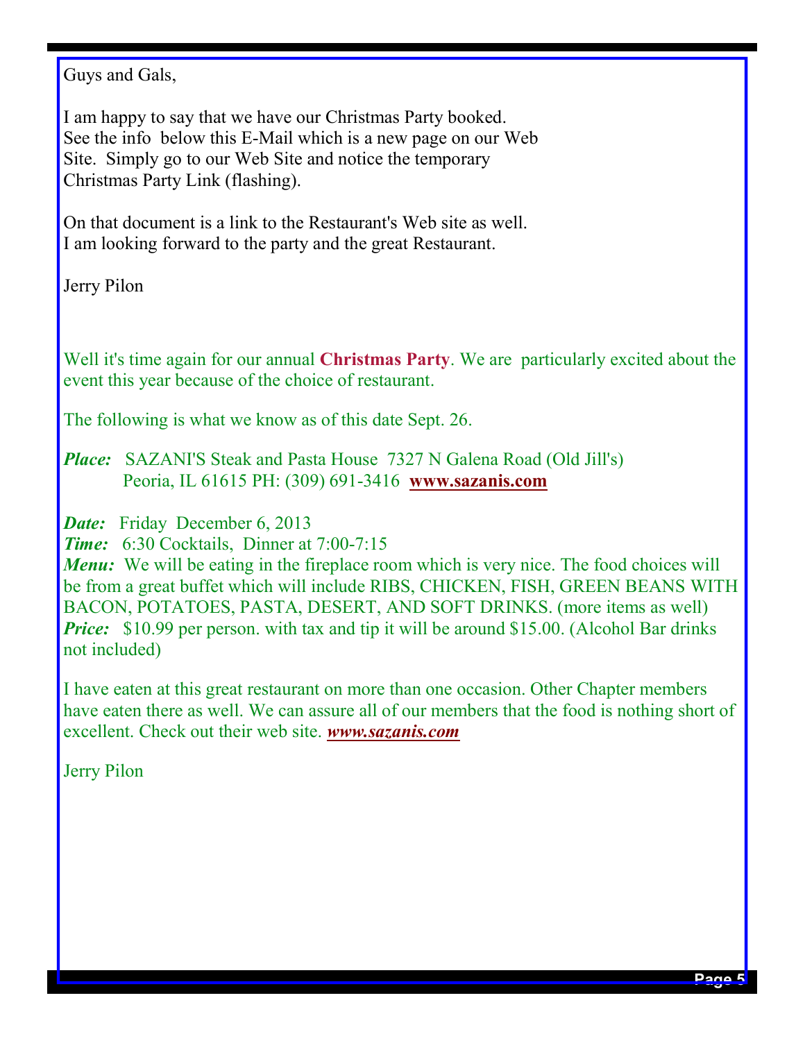Guys and Gals,

I am happy to say that we have our Christmas Party booked. See the info below this E-Mail which is a new page on our Web Site. Simply go to our Web Site and notice the temporary Christmas Party Link (flashing).

On that document is a link to the Restaurant's Web site as well. I am looking forward to the party and the great Restaurant.

Jerry Pilon

Well it's time again for our annual **Christmas Party**. We are particularly excited about the event this year because of the choice of restaurant.

The following is what we know as of this date Sept. 26.

***Place:*** SAZANI'S Steak and Pasta House 7327 N Galena Road (Old Jill's) Peoria, IL 61615 PH: (309) 691-3416 **www.sazanis.com**

***Date:*** Friday December 6, 2013
***Time:*** 6:30 Cocktails, Dinner at 7:00-7:15
***Menu:*** We will be eating in the fireplace room which is very nice. The food choices will be from a great buffet which will include RIBS, CHICKEN, FISH, GREEN BEANS WITH BACON, POTATOES, PASTA, DESERT, AND SOFT DRINKS. (more items as well)
***Price:*** $10.99 per person. with tax and tip it will be around $15.00. (Alcohol Bar drinks not included)

I have eaten at this great restaurant on more than one occasion. Other Chapter members have eaten there as well. We can assure all of our members that the food is nothing short of excellent. Check out their web site. ***www.sazanis.com***

Jerry Pilon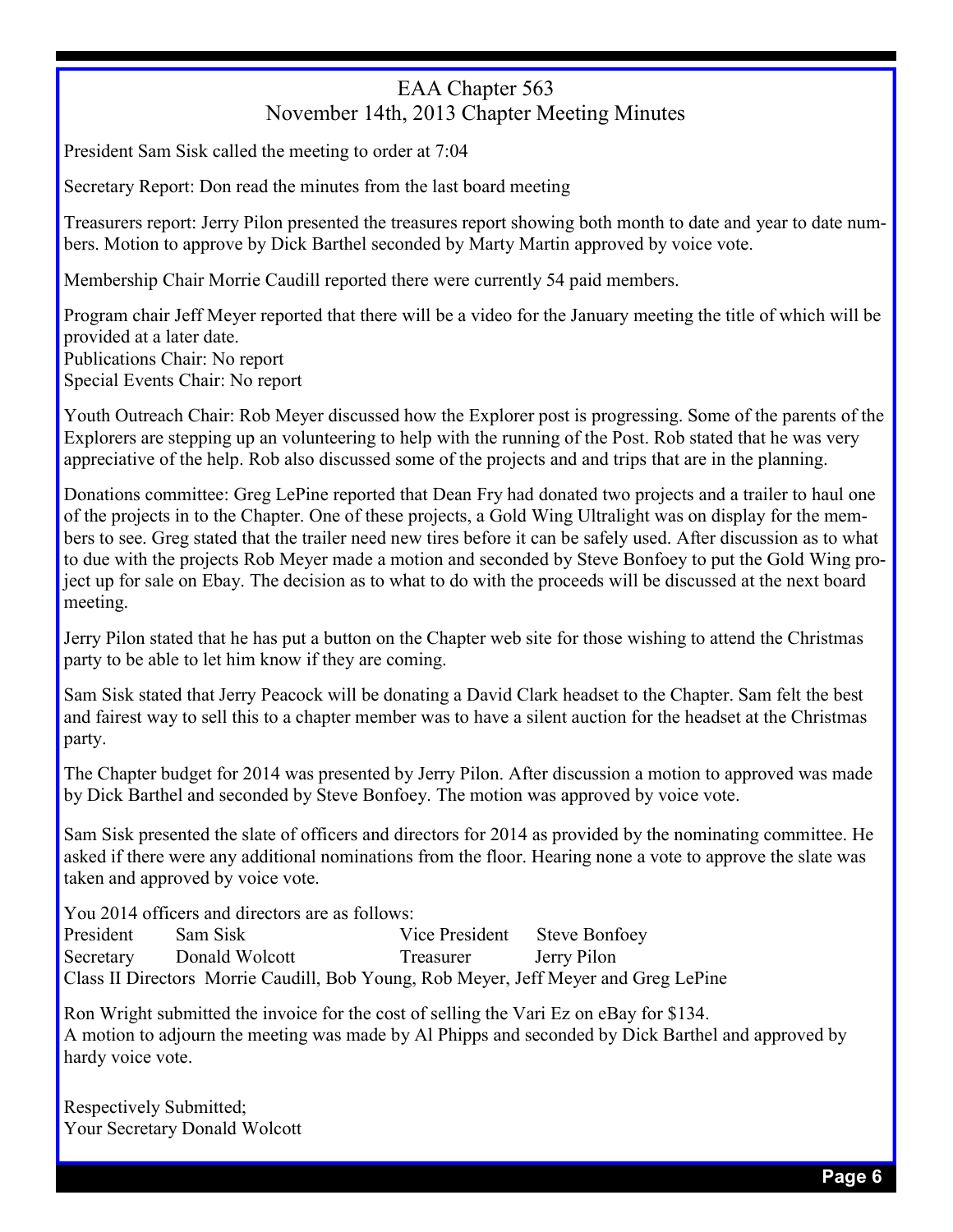# EAA Chapter 563
## November 14th, 2013 Chapter Meeting Minutes

President Sam Sisk called the meeting to order at 7:04

Secretary Report: Don read the minutes from the last board meeting

Treasurers report: Jerry Pilon presented the treasures report showing both month to date and year to date numbers. Motion to approve by Dick Barthel seconded by Marty Martin approved by voice vote.

Membership Chair Morrie Caudill reported there were currently 54 paid members.

Program chair Jeff Meyer reported that there will be a video for the January meeting the title of which will be provided at a later date.
Publications Chair: No report
Special Events Chair: No report

Youth Outreach Chair: Rob Meyer discussed how the Explorer post is progressing. Some of the parents of the Explorers are stepping up an volunteering to help with the running of the Post. Rob stated that he was very appreciative of the help. Rob also discussed some of the projects and and trips that are in the planning.

Donations committee: Greg LePine reported that Dean Fry had donated two projects and a trailer to haul one of the projects in to the Chapter. One of these projects, a Gold Wing Ultralight was on display for the members to see. Greg stated that the trailer need new tires before it can be safely used. After discussion as to what to due with the projects Rob Meyer made a motion and seconded by Steve Bonfoey to put the Gold Wing project up for sale on Ebay. The decision as to what to do with the proceeds will be discussed at the next board meeting.

Jerry Pilon stated that he has put a button on the Chapter web site for those wishing to attend the Christmas party to be able to let him know if they are coming.

Sam Sisk stated that Jerry Peacock will be donating a David Clark headset to the Chapter. Sam felt the best and fairest way to sell this to a chapter member was to have a silent auction for the headset at the Christmas party.

The Chapter budget for 2014 was presented by Jerry Pilon. After discussion a motion to approved was made by Dick Barthel and seconded by Steve Bonfoey. The motion was approved by voice vote.

Sam Sisk presented the slate of officers and directors for 2014 as provided by the nominating committee. He asked if there were any additional nominations from the floor. Hearing none a vote to approve the slate was taken and approved by voice vote.

You 2014 officers and directors are as follows:

| | | | |
|---|---|---|---|
| President | Sam Sisk | Vice President | Steve Bonfoey |
| Secretary | Donald Wolcott | Treasurer | Jerry Pilon |

Class II Directors Morrie Caudill, Bob Young, Rob Meyer, Jeff Meyer and Greg LePine

Ron Wright submitted the invoice for the cost of selling the Vari Ez on eBay for $134.
A motion to adjourn the meeting was made by Al Phipps and seconded by Dick Barthel and approved by hardy voice vote.

Respectively Submitted;
Your Secretary Donald Wolcott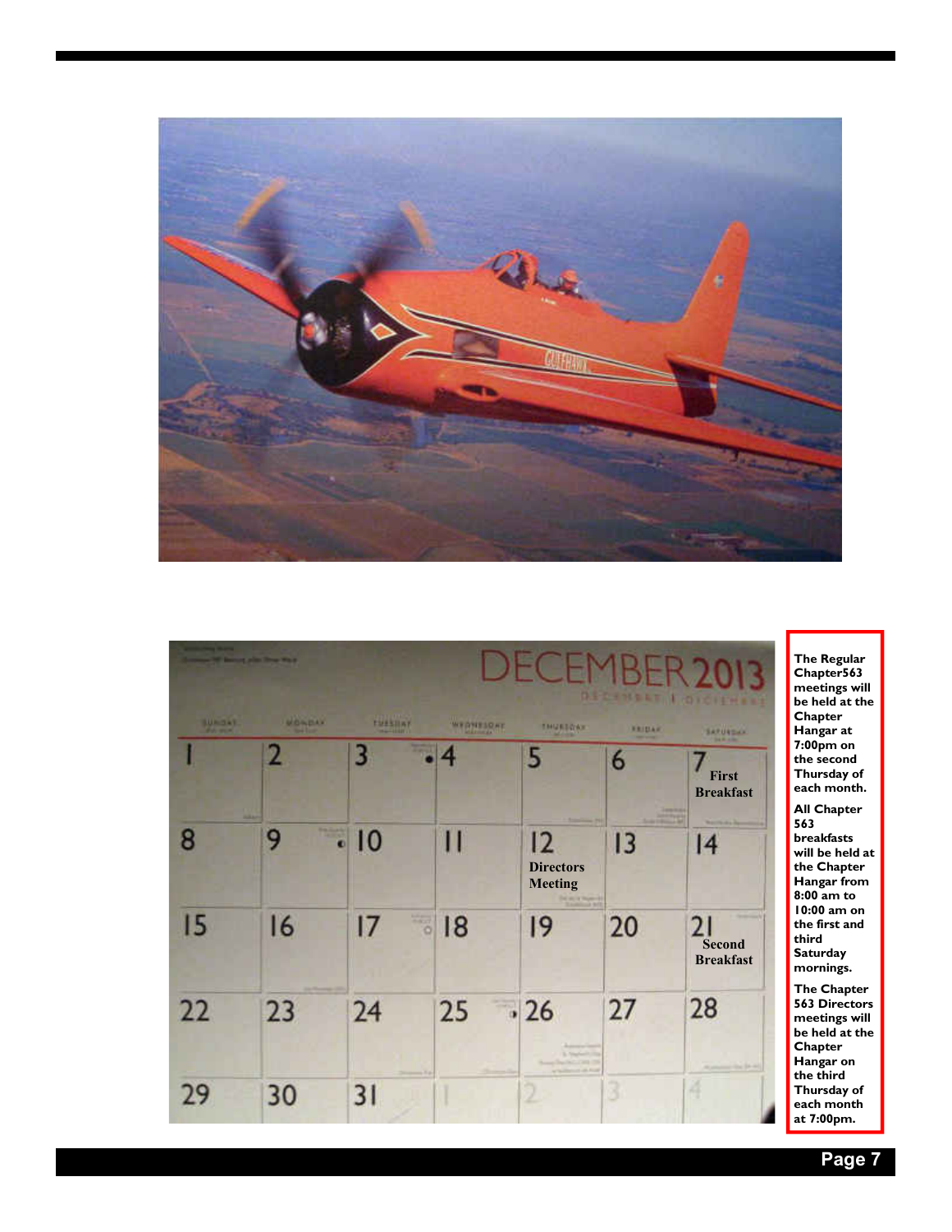# DECEMBER 2013

| Sunday | Monday | Tuesday | Wednesday | Thursday | Friday | Saturday |
|---|---|---|---|---|---|---|
| 1 | 2 | 3 | 4 | 5 | 6 | 7 First Breakfast |
| 8 | 9 | 10 | 11 | 12 Directors Meeting | 13 | 14 |
| 15 | 16 | 17 | 18 | 19 | 20 | 21 Second Breakfast |
| 22 | 23 | 24 | 25 | 26 | 27 | 28 |
| 29 | 30 | 31 | 1 | 2 | 3 | 4 |

**The Regular Chapter563 meetings will be held at the Chapter Hangar at 7:00pm on the second Thursday of each month.**

**All Chapter 563 breakfasts will be held at the Chapter Hangar from 8:00 am to 10:00 am on the first and third Saturday mornings.**

**The Chapter 563 Directors meetings will be held at the Chapter Hangar on the third Thursday of each month at 7:00pm.**